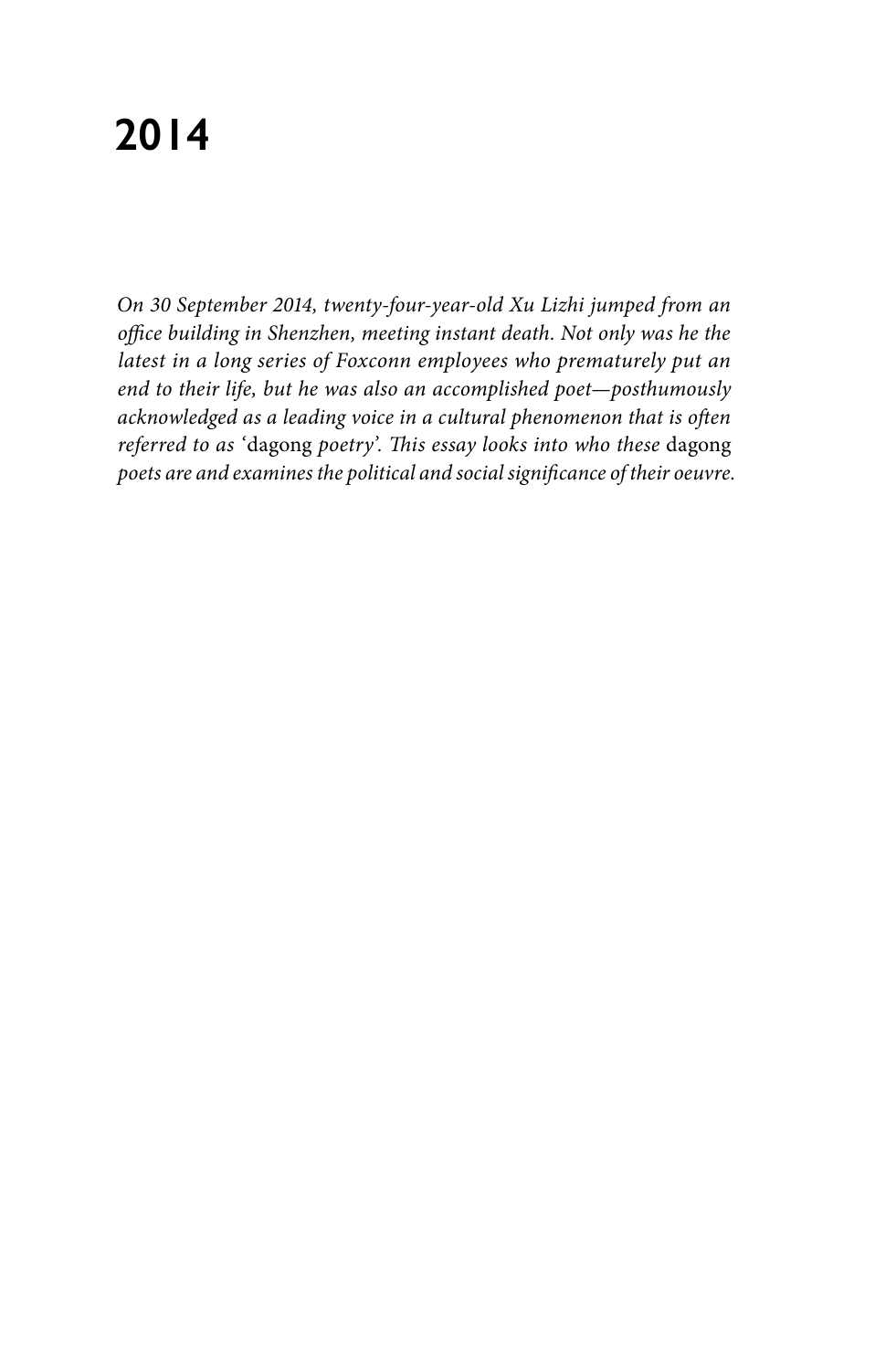# 2014

*On 30 September 2014, twenty-four-year-old Xu Lizhi jumped from an office building in Shenzhen, meeting instant death. Not only was he the latest in a long series of Foxconn employees who prematurely put an end to their life, but he was also an accomplished poet—posthumously acknowledged as a leading voice in a cultural phenomenon that is often referred to as '*dagong *poetry'. This essay looks into who these* dagong *poets are and examines the political and social significance of their oeuvre.*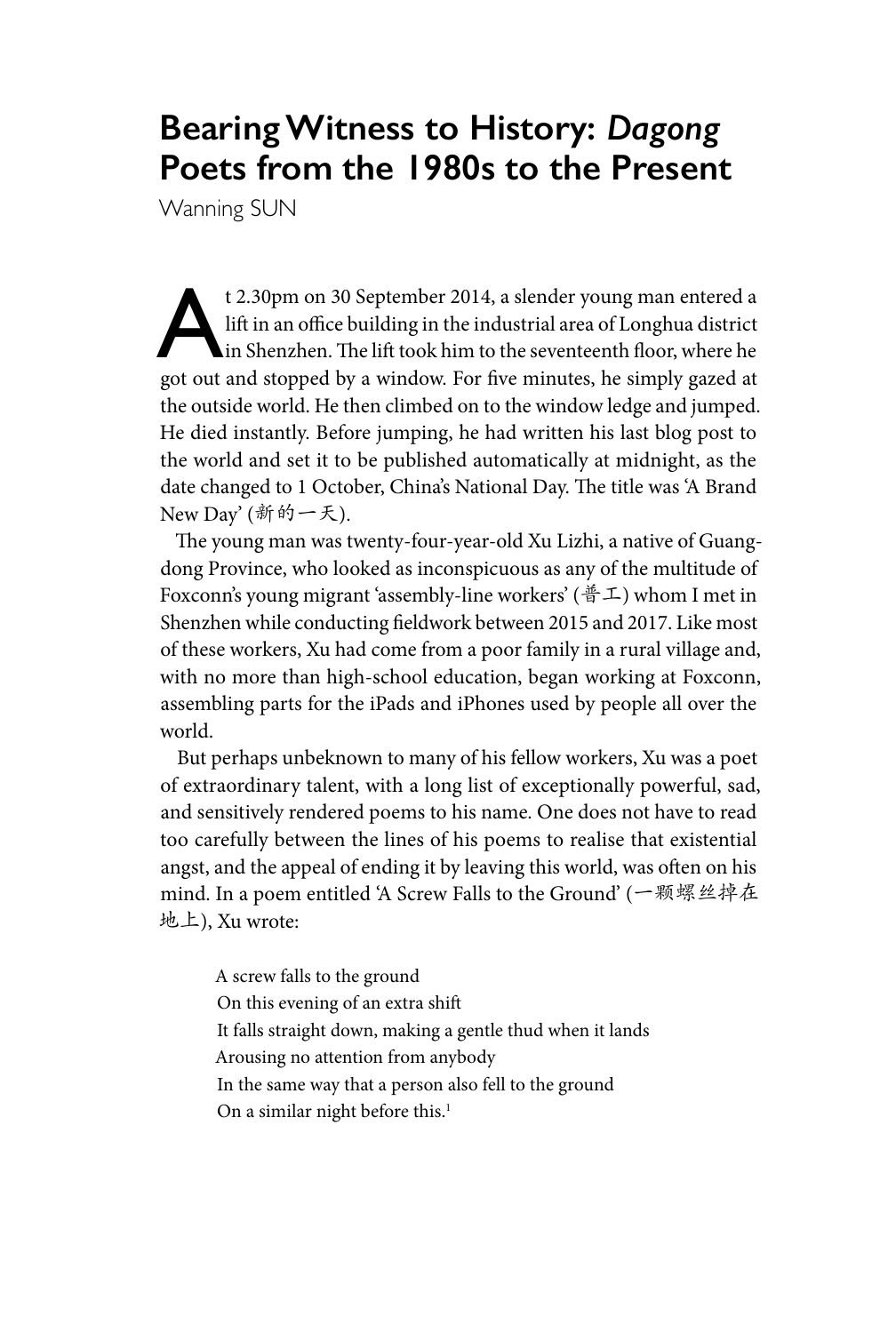# Bearing Witness to History: *Dagong* Poets from the 1980s to the Present

Wanning SUN

At 2.30pm on 30 September 2014, a slender young man entered a lift in an office building in the industrial area of Longhua district in Shenzhen. The lift took him to the seventeenth floor, where he got out and stopped by a window. For five minutes, he simply gazed at the outside world. He then climbed on to the window ledge and jumped. He died instantly. Before jumping, he had written his last blog post to the world and set it to be published automatically at midnight, as the date changed to 1 October, China's National Day. The title was 'A Brand New Day' (新的一天).

The young man was twenty-four-year-old Xu Lizhi, a native of Guangdong Province, who looked as inconspicuous as any of the multitude of Foxconn's young migrant 'assembly-line workers' (普工) whom I met in Shenzhen while conducting fieldwork between 2015 and 2017. Like most of these workers, Xu had come from a poor family in a rural village and, with no more than high-school education, began working at Foxconn, assembling parts for the iPads and iPhones used by people all over the world.

But perhaps unbeknown to many of his fellow workers, Xu was a poet of extraordinary talent, with a long list of exceptionally powerful, sad, and sensitively rendered poems to his name. One does not have to read too carefully between the lines of his poems to realise that existential angst, and the appeal of ending it by leaving this world, was often on his mind. In a poem entitled 'A Screw Falls to the Ground' (一颗螺丝掉在地上), Xu wrote:

> A screw falls to the ground
> On this evening of an extra shift
> It falls straight down, making a gentle thud when it lands
> Arousing no attention from anybody
> In the same way that a person also fell to the ground
> On a similar night before this.[1]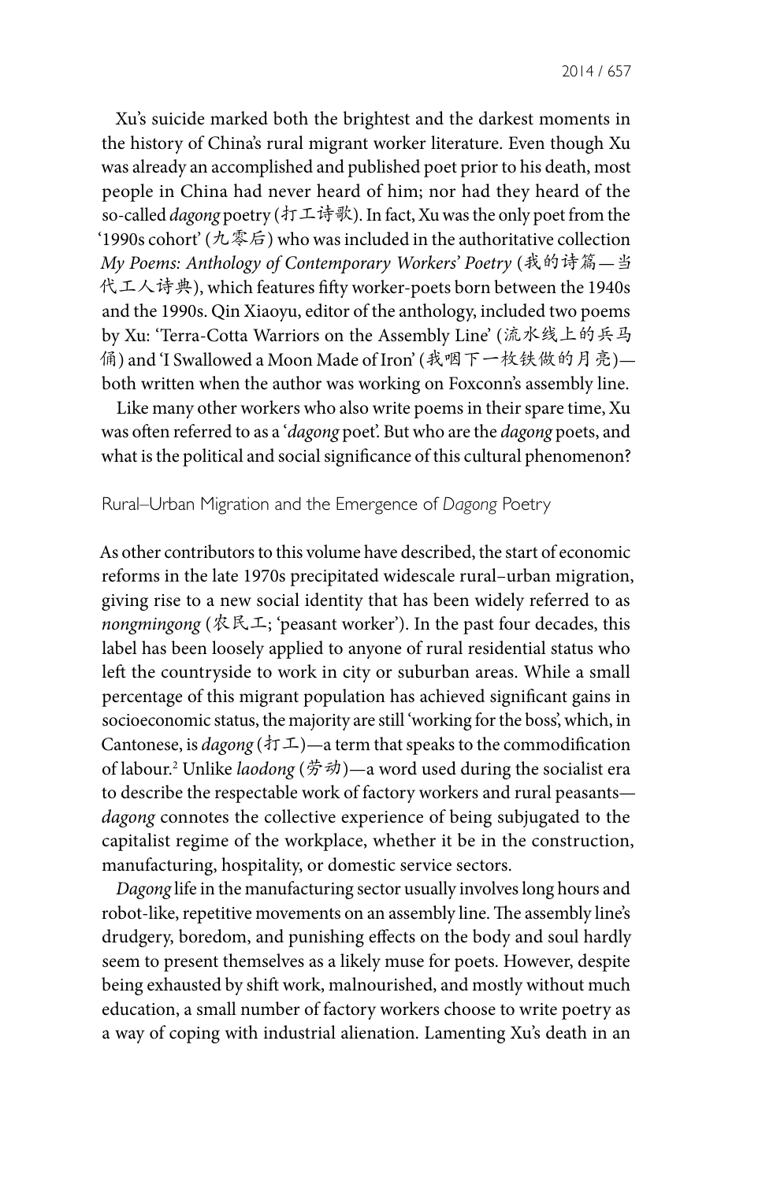Xu's suicide marked both the brightest and the darkest moments in the history of China's rural migrant worker literature. Even though Xu was already an accomplished and published poet prior to his death, most people in China had never heard of him; nor had they heard of the so-called *dagong* poetry (打工诗歌). In fact, Xu was the only poet from the '1990s cohort' (九零后) who was included in the authoritative collection *My Poems: Anthology of Contemporary Workers' Poetry* (我的诗篇—当代工人诗典), which features fifty worker-poets born between the 1940s and the 1990s. Qin Xiaoyu, editor of the anthology, included two poems by Xu: 'Terra-Cotta Warriors on the Assembly Line' (流水线上的兵马俑) and 'I Swallowed a Moon Made of Iron' (我咽下一枚铁做的月亮)—both written when the author was working on Foxconn's assembly line.

Like many other workers who also write poems in their spare time, Xu was often referred to as a '*dagong* poet'. But who are the *dagong* poets, and what is the political and social significance of this cultural phenomenon?

## Rural–Urban Migration and the Emergence of *Dagong* Poetry

As other contributors to this volume have described, the start of economic reforms in the late 1970s precipitated widescale rural–urban migration, giving rise to a new social identity that has been widely referred to as *nongmingong* (农民工; 'peasant worker'). In the past four decades, this label has been loosely applied to anyone of rural residential status who left the countryside to work in city or suburban areas. While a small percentage of this migrant population has achieved significant gains in socioeconomic status, the majority are still 'working for the boss', which, in Cantonese, is *dagong* (打工)—a term that speaks to the commodification of labour.[2] Unlike *laodong* (劳动)—a word used during the socialist era to describe the respectable work of factory workers and rural peasants—*dagong* connotes the collective experience of being subjugated to the capitalist regime of the workplace, whether it be in the construction, manufacturing, hospitality, or domestic service sectors.

*Dagong* life in the manufacturing sector usually involves long hours and robot-like, repetitive movements on an assembly line. The assembly line's drudgery, boredom, and punishing effects on the body and soul hardly seem to present themselves as a likely muse for poets. However, despite being exhausted by shift work, malnourished, and mostly without much education, a small number of factory workers choose to write poetry as a way of coping with industrial alienation. Lamenting Xu's death in an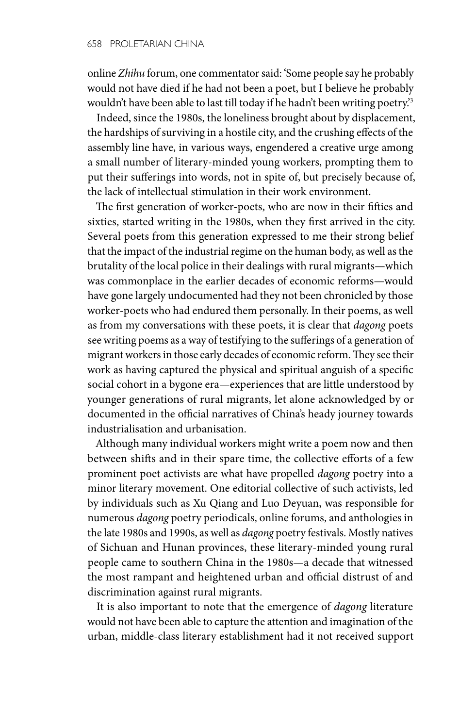online *Zhihu* forum, one commentator said: 'Some people say he probably would not have died if he had not been a poet, but I believe he probably wouldn't have been able to last till today if he hadn't been writing poetry.'[3]

Indeed, since the 1980s, the loneliness brought about by displacement, the hardships of surviving in a hostile city, and the crushing effects of the assembly line have, in various ways, engendered a creative urge among a small number of literary-minded young workers, prompting them to put their sufferings into words, not in spite of, but precisely because of, the lack of intellectual stimulation in their work environment.

The first generation of worker-poets, who are now in their fifties and sixties, started writing in the 1980s, when they first arrived in the city. Several poets from this generation expressed to me their strong belief that the impact of the industrial regime on the human body, as well as the brutality of the local police in their dealings with rural migrants—which was commonplace in the earlier decades of economic reforms—would have gone largely undocumented had they not been chronicled by those worker-poets who had endured them personally. In their poems, as well as from my conversations with these poets, it is clear that *dagong* poets see writing poems as a way of testifying to the sufferings of a generation of migrant workers in those early decades of economic reform. They see their work as having captured the physical and spiritual anguish of a specific social cohort in a bygone era—experiences that are little understood by younger generations of rural migrants, let alone acknowledged by or documented in the official narratives of China's heady journey towards industrialisation and urbanisation.

Although many individual workers might write a poem now and then between shifts and in their spare time, the collective efforts of a few prominent poet activists are what have propelled *dagong* poetry into a minor literary movement. One editorial collective of such activists, led by individuals such as Xu Qiang and Luo Deyuan, was responsible for numerous *dagong* poetry periodicals, online forums, and anthologies in the late 1980s and 1990s, as well as *dagong* poetry festivals. Mostly natives of Sichuan and Hunan provinces, these literary-minded young rural people came to southern China in the 1980s—a decade that witnessed the most rampant and heightened urban and official distrust of and discrimination against rural migrants.

It is also important to note that the emergence of *dagong* literature would not have been able to capture the attention and imagination of the urban, middle-class literary establishment had it not received support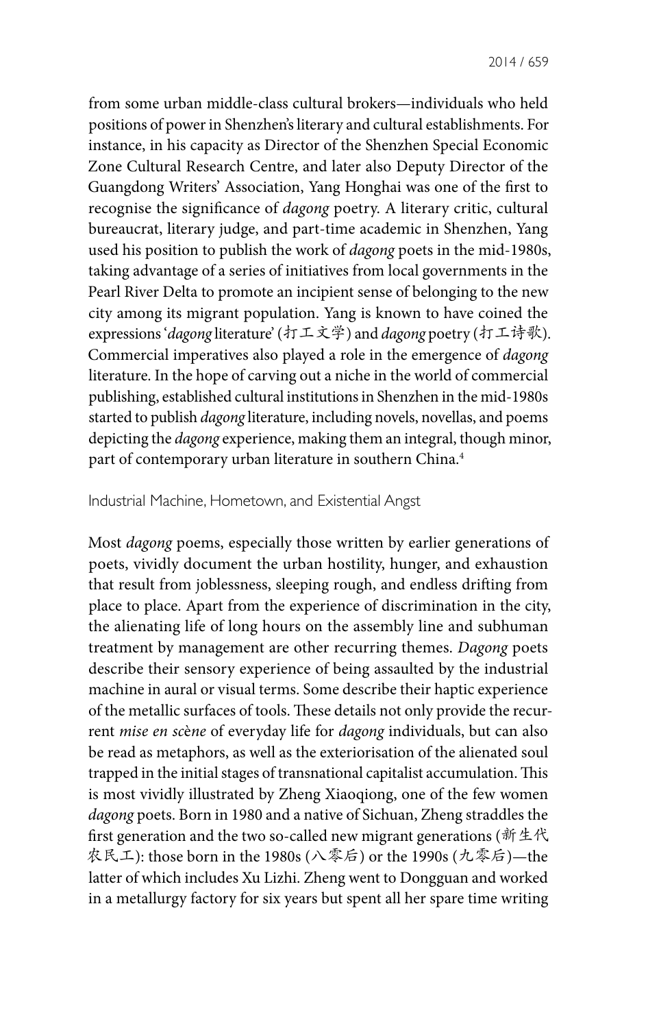from some urban middle-class cultural brokers—individuals who held positions of power in Shenzhen's literary and cultural establishments. For instance, in his capacity as Director of the Shenzhen Special Economic Zone Cultural Research Centre, and later also Deputy Director of the Guangdong Writers' Association, Yang Honghai was one of the first to recognise the significance of *dagong* poetry. A literary critic, cultural bureaucrat, literary judge, and part-time academic in Shenzhen, Yang used his position to publish the work of *dagong* poets in the mid-1980s, taking advantage of a series of initiatives from local governments in the Pearl River Delta to promote an incipient sense of belonging to the new city among its migrant population. Yang is known to have coined the expressions '*dagong* literature' (打工文学) and *dagong* poetry (打工诗歌). Commercial imperatives also played a role in the emergence of *dagong* literature. In the hope of carving out a niche in the world of commercial publishing, established cultural institutions in Shenzhen in the mid-1980s started to publish *dagong* literature, including novels, novellas, and poems depicting the *dagong* experience, making them an integral, though minor, part of contemporary urban literature in southern China.[4]

## Industrial Machine, Hometown, and Existential Angst

Most *dagong* poems, especially those written by earlier generations of poets, vividly document the urban hostility, hunger, and exhaustion that result from joblessness, sleeping rough, and endless drifting from place to place. Apart from the experience of discrimination in the city, the alienating life of long hours on the assembly line and subhuman treatment by management are other recurring themes. *Dagong* poets describe their sensory experience of being assaulted by the industrial machine in aural or visual terms. Some describe their haptic experience of the metallic surfaces of tools. These details not only provide the recurrent *mise en scène* of everyday life for *dagong* individuals, but can also be read as metaphors, as well as the exteriorisation of the alienated soul trapped in the initial stages of transnational capitalist accumulation. This is most vividly illustrated by Zheng Xiaoqiong, one of the few women *dagong* poets. Born in 1980 and a native of Sichuan, Zheng straddles the first generation and the two so-called new migrant generations (新生代农民工): those born in the 1980s (八零后) or the 1990s (九零后)—the latter of which includes Xu Lizhi. Zheng went to Dongguan and worked in a metallurgy factory for six years but spent all her spare time writing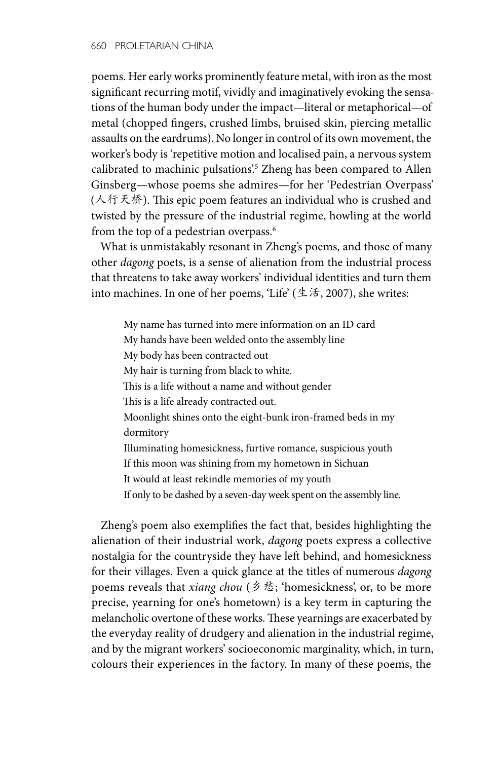poems. Her early works prominently feature metal, with iron as the most significant recurring motif, vividly and imaginatively evoking the sensations of the human body under the impact—literal or metaphorical—of metal (chopped fingers, crushed limbs, bruised skin, piercing metallic assaults on the eardrums). No longer in control of its own movement, the worker's body is 'repetitive motion and localised pain, a nervous system calibrated to machinic pulsations'.[5] Zheng has been compared to Allen Ginsberg—whose poems she admires—for her 'Pedestrian Overpass' (人行天桥). This epic poem features an individual who is crushed and twisted by the pressure of the industrial regime, howling at the world from the top of a pedestrian overpass.[6]

What is unmistakably resonant in Zheng's poems, and those of many other *dagong* poets, is a sense of alienation from the industrial process that threatens to take away workers' individual identities and turn them into machines. In one of her poems, 'Life' (生活, 2007), she writes:

> My name has turned into mere information on an ID card
> My hands have been welded onto the assembly line
> My body has been contracted out
> My hair is turning from black to white.
> This is a life without a name and without gender
> This is a life already contracted out.
> Moonlight shines onto the eight-bunk iron-framed beds in my dormitory
> Illuminating homesickness, furtive romance, suspicious youth
> If this moon was shining from my hometown in Sichuan
> It would at least rekindle memories of my youth
> If only to be dashed by a seven-day week spent on the assembly line.

Zheng's poem also exemplifies the fact that, besides highlighting the alienation of their industrial work, *dagong* poets express a collective nostalgia for the countryside they have left behind, and homesickness for their villages. Even a quick glance at the titles of numerous *dagong* poems reveals that *xiang chou* (乡愁; 'homesickness', or, to be more precise, yearning for one's hometown) is a key term in capturing the melancholic overtone of these works. These yearnings are exacerbated by the everyday reality of drudgery and alienation in the industrial regime, and by the migrant workers' socioeconomic marginality, which, in turn, colours their experiences in the factory. In many of these poems, the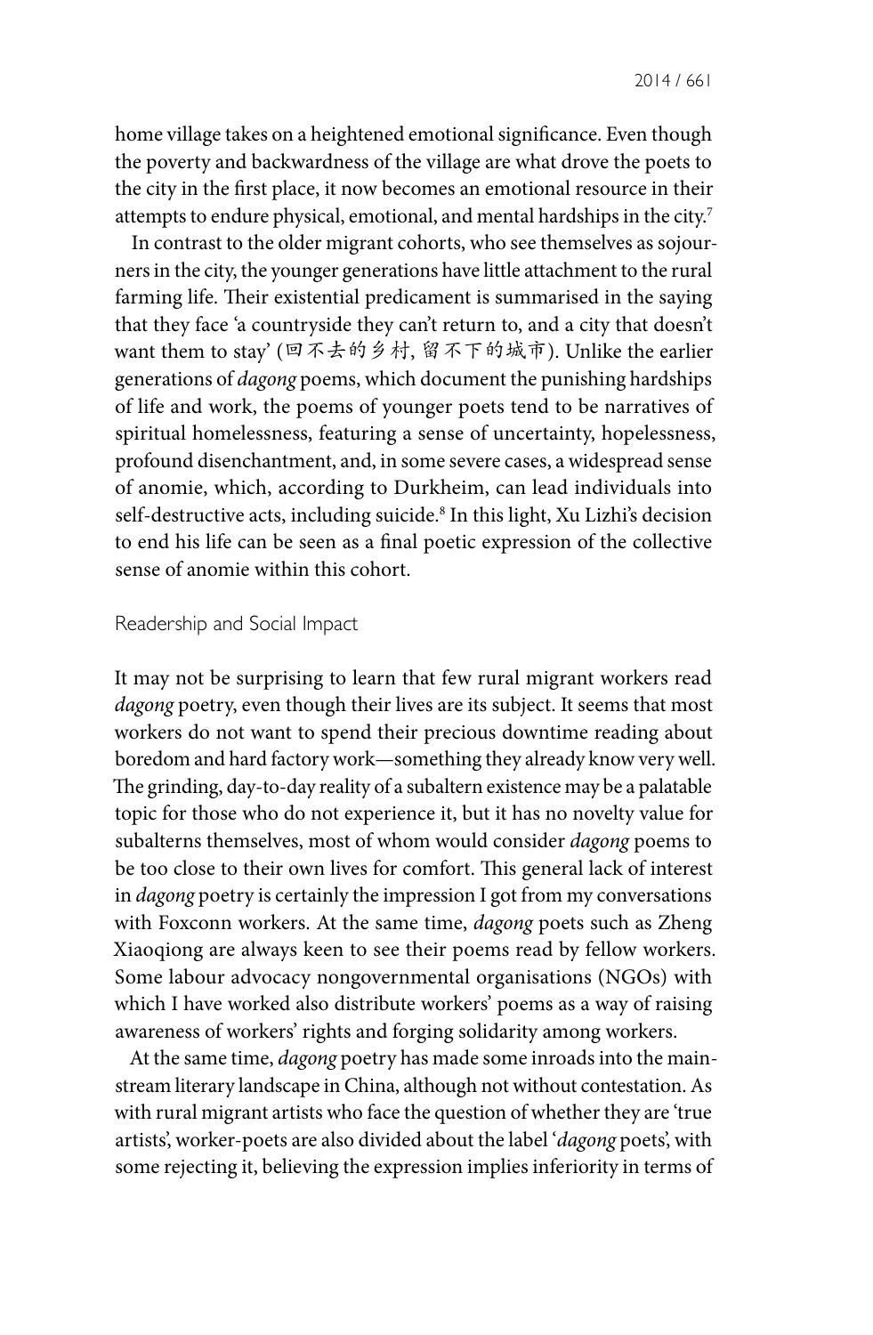home village takes on a heightened emotional significance. Even though the poverty and backwardness of the village are what drove the poets to the city in the first place, it now becomes an emotional resource in their attempts to endure physical, emotional, and mental hardships in the city.[7]

In contrast to the older migrant cohorts, who see themselves as sojourners in the city, the younger generations have little attachment to the rural farming life. Their existential predicament is summarised in the saying that they face 'a countryside they can't return to, and a city that doesn't want them to stay' (回不去的乡村, 留不下的城市). Unlike the earlier generations of *dagong* poems, which document the punishing hardships of life and work, the poems of younger poets tend to be narratives of spiritual homelessness, featuring a sense of uncertainty, hopelessness, profound disenchantment, and, in some severe cases, a widespread sense of anomie, which, according to Durkheim, can lead individuals into self-destructive acts, including suicide.[8] In this light, Xu Lizhi's decision to end his life can be seen as a final poetic expression of the collective sense of anomie within this cohort.

## Readership and Social Impact

It may not be surprising to learn that few rural migrant workers read *dagong* poetry, even though their lives are its subject. It seems that most workers do not want to spend their precious downtime reading about boredom and hard factory work—something they already know very well. The grinding, day-to-day reality of a subaltern existence may be a palatable topic for those who do not experience it, but it has no novelty value for subalterns themselves, most of whom would consider *dagong* poems to be too close to their own lives for comfort. This general lack of interest in *dagong* poetry is certainly the impression I got from my conversations with Foxconn workers. At the same time, *dagong* poets such as Zheng Xiaoqiong are always keen to see their poems read by fellow workers. Some labour advocacy nongovernmental organisations (NGOs) with which I have worked also distribute workers' poems as a way of raising awareness of workers' rights and forging solidarity among workers.

At the same time, *dagong* poetry has made some inroads into the mainstream literary landscape in China, although not without contestation. As with rural migrant artists who face the question of whether they are 'true artists', worker-poets are also divided about the label '*dagong* poets', with some rejecting it, believing the expression implies inferiority in terms of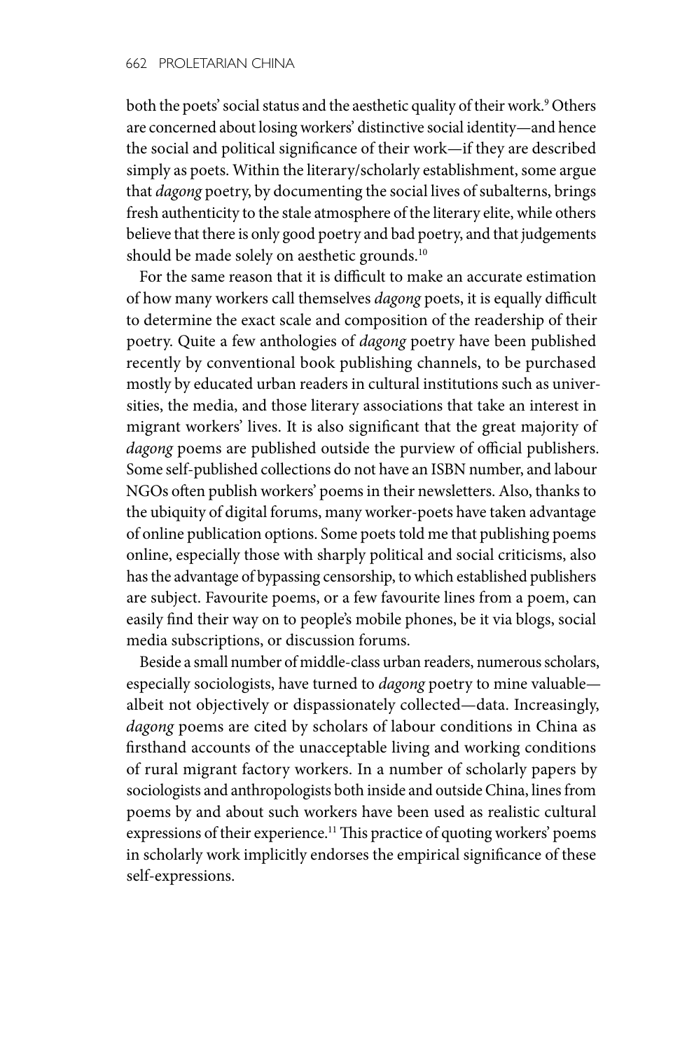both the poets' social status and the aesthetic quality of their work.[9] Others are concerned about losing workers' distinctive social identity—and hence the social and political significance of their work—if they are described simply as poets. Within the literary/scholarly establishment, some argue that *dagong* poetry, by documenting the social lives of subalterns, brings fresh authenticity to the stale atmosphere of the literary elite, while others believe that there is only good poetry and bad poetry, and that judgements should be made solely on aesthetic grounds.[10]

For the same reason that it is difficult to make an accurate estimation of how many workers call themselves *dagong* poets, it is equally difficult to determine the exact scale and composition of the readership of their poetry. Quite a few anthologies of *dagong* poetry have been published recently by conventional book publishing channels, to be purchased mostly by educated urban readers in cultural institutions such as universities, the media, and those literary associations that take an interest in migrant workers' lives. It is also significant that the great majority of *dagong* poems are published outside the purview of official publishers. Some self-published collections do not have an ISBN number, and labour NGOs often publish workers' poems in their newsletters. Also, thanks to the ubiquity of digital forums, many worker-poets have taken advantage of online publication options. Some poets told me that publishing poems online, especially those with sharply political and social criticisms, also has the advantage of bypassing censorship, to which established publishers are subject. Favourite poems, or a few favourite lines from a poem, can easily find their way on to people's mobile phones, be it via blogs, social media subscriptions, or discussion forums.

Beside a small number of middle-class urban readers, numerous scholars, especially sociologists, have turned to *dagong* poetry to mine valuable—albeit not objectively or dispassionately collected—data. Increasingly, *dagong* poems are cited by scholars of labour conditions in China as firsthand accounts of the unacceptable living and working conditions of rural migrant factory workers. In a number of scholarly papers by sociologists and anthropologists both inside and outside China, lines from poems by and about such workers have been used as realistic cultural expressions of their experience.[11] This practice of quoting workers' poems in scholarly work implicitly endorses the empirical significance of these self-expressions.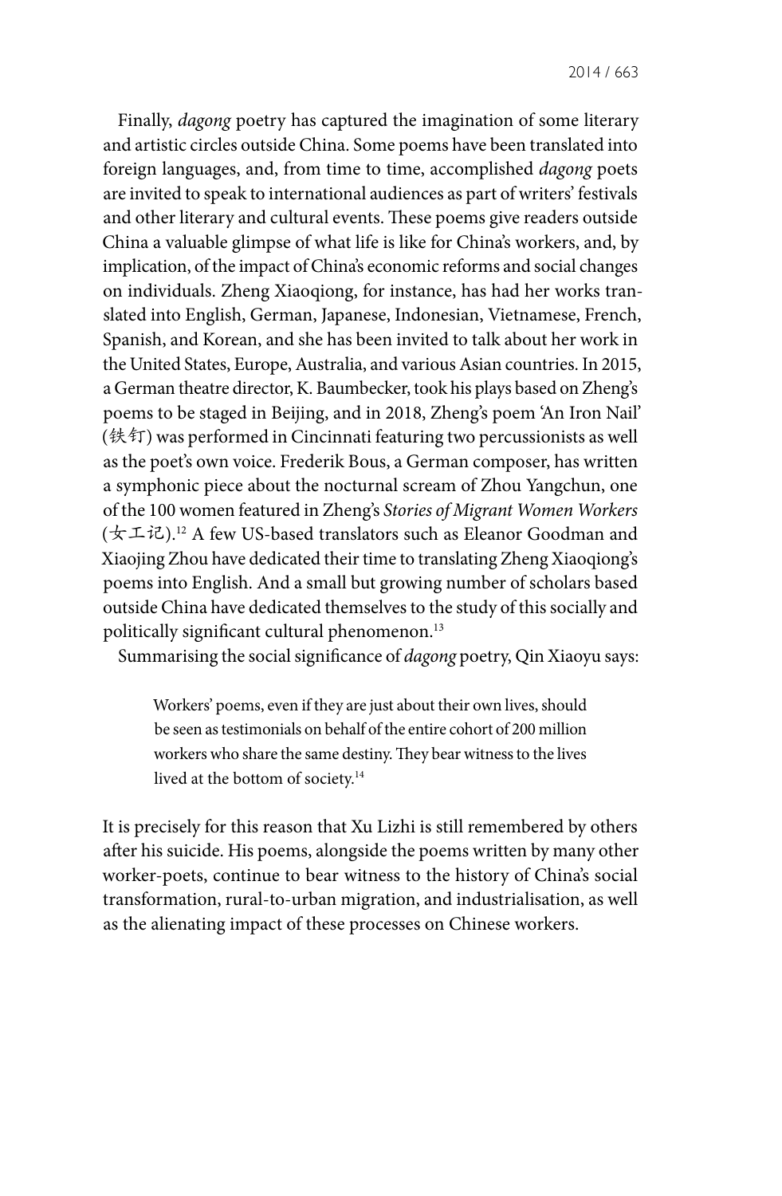Finally, *dagong* poetry has captured the imagination of some literary and artistic circles outside China. Some poems have been translated into foreign languages, and, from time to time, accomplished *dagong* poets are invited to speak to international audiences as part of writers' festivals and other literary and cultural events. These poems give readers outside China a valuable glimpse of what life is like for China's workers, and, by implication, of the impact of China's economic reforms and social changes on individuals. Zheng Xiaoqiong, for instance, has had her works translated into English, German, Japanese, Indonesian, Vietnamese, French, Spanish, and Korean, and she has been invited to talk about her work in the United States, Europe, Australia, and various Asian countries. In 2015, a German theatre director, K. Baumbecker, took his plays based on Zheng's poems to be staged in Beijing, and in 2018, Zheng's poem 'An Iron Nail' (铁钉) was performed in Cincinnati featuring two percussionists as well as the poet's own voice. Frederik Bous, a German composer, has written a symphonic piece about the nocturnal scream of Zhou Yangchun, one of the 100 women featured in Zheng's *Stories of Migrant Women Workers* (女工记).[12] A few US-based translators such as Eleanor Goodman and Xiaojing Zhou have dedicated their time to translating Zheng Xiaoqiong's poems into English. And a small but growing number of scholars based outside China have dedicated themselves to the study of this socially and politically significant cultural phenomenon.[13]

Summarising the social significance of *dagong* poetry, Qin Xiaoyu says:

> Workers' poems, even if they are just about their own lives, should be seen as testimonials on behalf of the entire cohort of 200 million workers who share the same destiny. They bear witness to the lives lived at the bottom of society.[14]

It is precisely for this reason that Xu Lizhi is still remembered by others after his suicide. His poems, alongside the poems written by many other worker-poets, continue to bear witness to the history of China's social transformation, rural-to-urban migration, and industrialisation, as well as the alienating impact of these processes on Chinese workers.